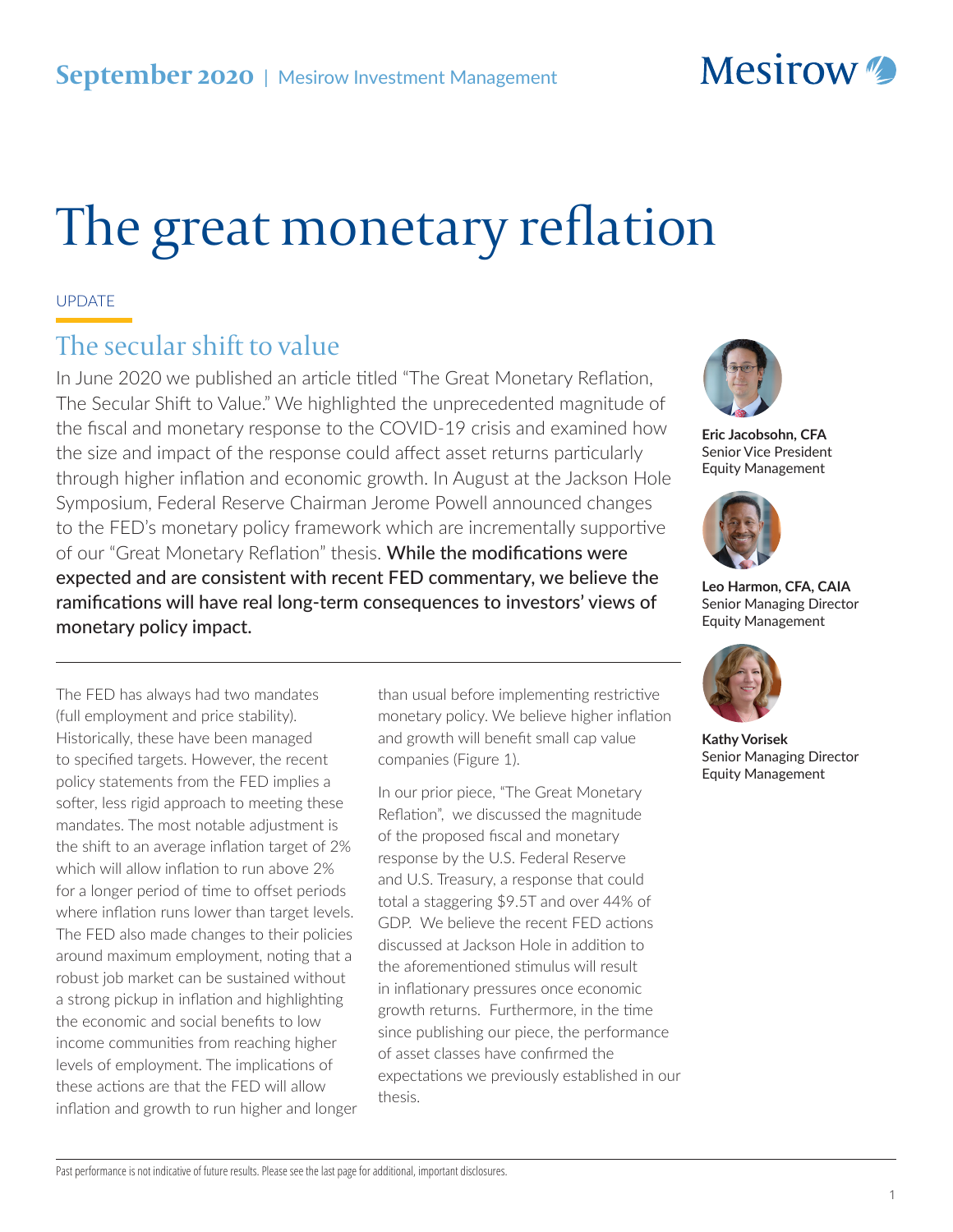September 2020 | Mesirow Investment Management

# The great monetary reflation

UPDATE

## The secular shift to value

In June 2020 we published an article titled "The Great Monetary Reflation, The Secular Shift to Value." We highlighted the unprecedented magnitude of the fiscal and monetary response to the COVID-19 crisis and examined how the size and impact of the response could affect asset returns particularly through higher inflation and economic growth. In August at the Jackson Hole Symposium, Federal Reserve Chairman Jerome Powell announced changes to the FED's monetary policy framework which are incrementally supportive of our "Great Monetary Reflation" thesis. **While the modifications were expected and are consistent with recent FED commentary, we believe the ramifications will have real long-term consequences to investors' views of monetary policy impact.**

**Eric Jacobsohn, CFA**
Senior Vice President
Equity Management

**Leo Harmon, CFA, CAIA**
Senior Managing Director
Equity Management

**Kathy Vorisek**
Senior Managing Director
Equity Management

The FED has always had two mandates (full employment and price stability). Historically, these have been managed to specified targets. However, the recent policy statements from the FED implies a softer, less rigid approach to meeting these mandates. The most notable adjustment is the shift to an average inflation target of 2% which will allow inflation to run above 2% for a longer period of time to offset periods where inflation runs lower than target levels. The FED also made changes to their policies around maximum employment, noting that a robust job market can be sustained without a strong pickup in inflation and highlighting the economic and social benefits to low income communities from reaching higher levels of employment. The implications of these actions are that the FED will allow inflation and growth to run higher and longer than usual before implementing restrictive monetary policy. We believe higher inflation and growth will benefit small cap value companies (Figure 1).

In our prior piece, "The Great Monetary Reflation", we discussed the magnitude of the proposed fiscal and monetary response by the U.S. Federal Reserve and U.S. Treasury, a response that could total a staggering $9.5T and over 44% of GDP. We believe the recent FED actions discussed at Jackson Hole in addition to the aforementioned stimulus will result in inflationary pressures once economic growth returns. Furthermore, in the time since publishing our piece, the performance of asset classes have confirmed the expectations we previously established in our thesis.

Past performance is not indicative of future results. Please see the last page for additional, important disclosures.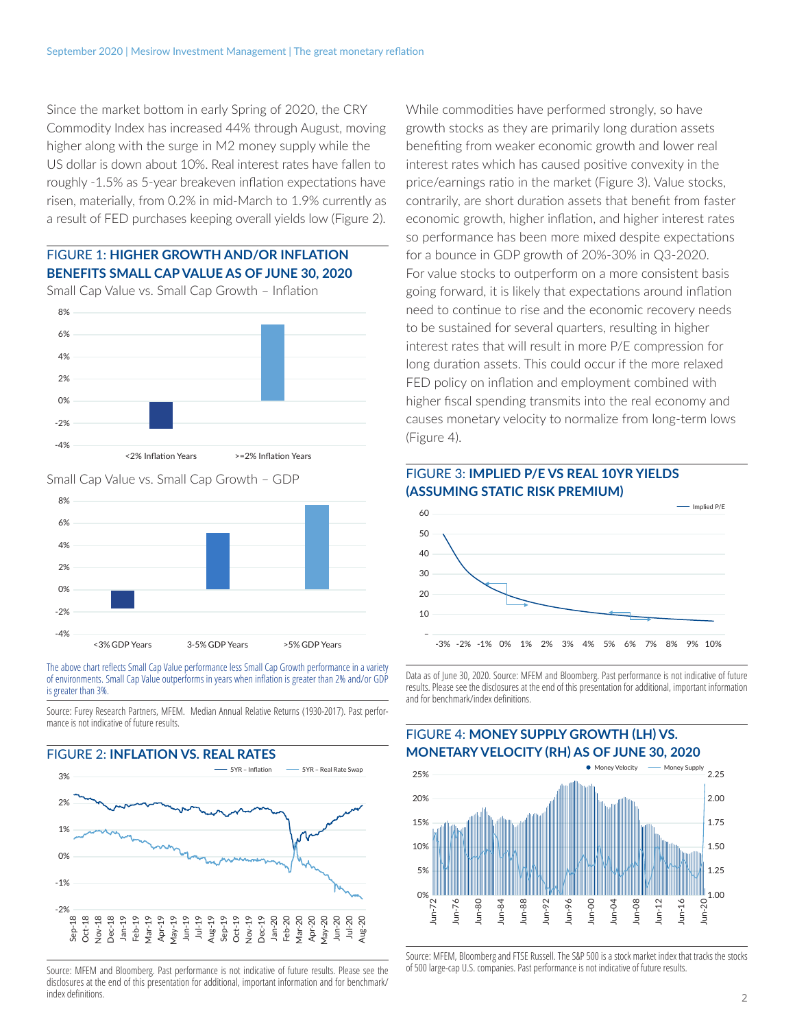Since the market bottom in early Spring of 2020, the CRY Commodity Index has increased 44% through August, moving higher along with the surge in M2 money supply while the US dollar is down about 10%. Real interest rates have fallen to roughly -1.5% as 5-year breakeven inflation expectations have risen, materially, from 0.2% in mid-March to 1.9% currently as a result of FED purchases keeping overall yields low (Figure 2).

### FIGURE 1: **HIGHER GROWTH AND/OR INFLATION BENEFITS SMALL CAP VALUE AS OF JUNE 30, 2020**

Small Cap Value vs. Small Cap Growth – Inflation

Small Cap Value vs. Small Cap Growth – GDP

The above chart reflects Small Cap Value performance less Small Cap Growth performance in a variety of environments. Small Cap Value outperforms in years when inflation is greater than 2% and/or GDP is greater than 3%.

Source: Furey Research Partners, MFEM. Median Annual Relative Returns (1930-2017). Past performance is not indicative of future results.

### FIGURE 2: **INFLATION VS. REAL RATES**

Source: MFEM and Bloomberg. Past performance is not indicative of future results. Please see the disclosures at the end of this presentation for additional, important information and for benchmark/index definitions.

While commodities have performed strongly, so have growth stocks as they are primarily long duration assets benefiting from weaker economic growth and lower real interest rates which has caused positive convexity in the price/earnings ratio in the market (Figure 3). Value stocks, contrarily, are short duration assets that benefit from faster economic growth, higher inflation, and higher interest rates so performance has been more mixed despite expectations for a bounce in GDP growth of 20%-30% in Q3-2020. For value stocks to outperform on a more consistent basis going forward, it is likely that expectations around inflation need to continue to rise and the economic recovery needs to be sustained for several quarters, resulting in higher interest rates that will result in more P/E compression for long duration assets. This could occur if the more relaxed FED policy on inflation and employment combined with higher fiscal spending transmits into the real economy and causes monetary velocity to normalize from long-term lows (Figure 4).

### FIGURE 3: **IMPLIED P/E VS REAL 10YR YIELDS (ASSUMING STATIC RISK PREMIUM)**

Data as of June 30, 2020. Source: MFEM and Bloomberg. Past performance is not indicative of future results. Please see the disclosures at the end of this presentation for additional, important information and for benchmark/index definitions.

### FIGURE 4: **MONEY SUPPLY GROWTH (LH) VS. MONETARY VELOCITY (RH) AS OF JUNE 30, 2020**

Source: MFEM, Bloomberg and FTSE Russell. The S&P 500 is a stock market index that tracks the stocks of 500 large-cap U.S. companies. Past performance is not indicative of future results.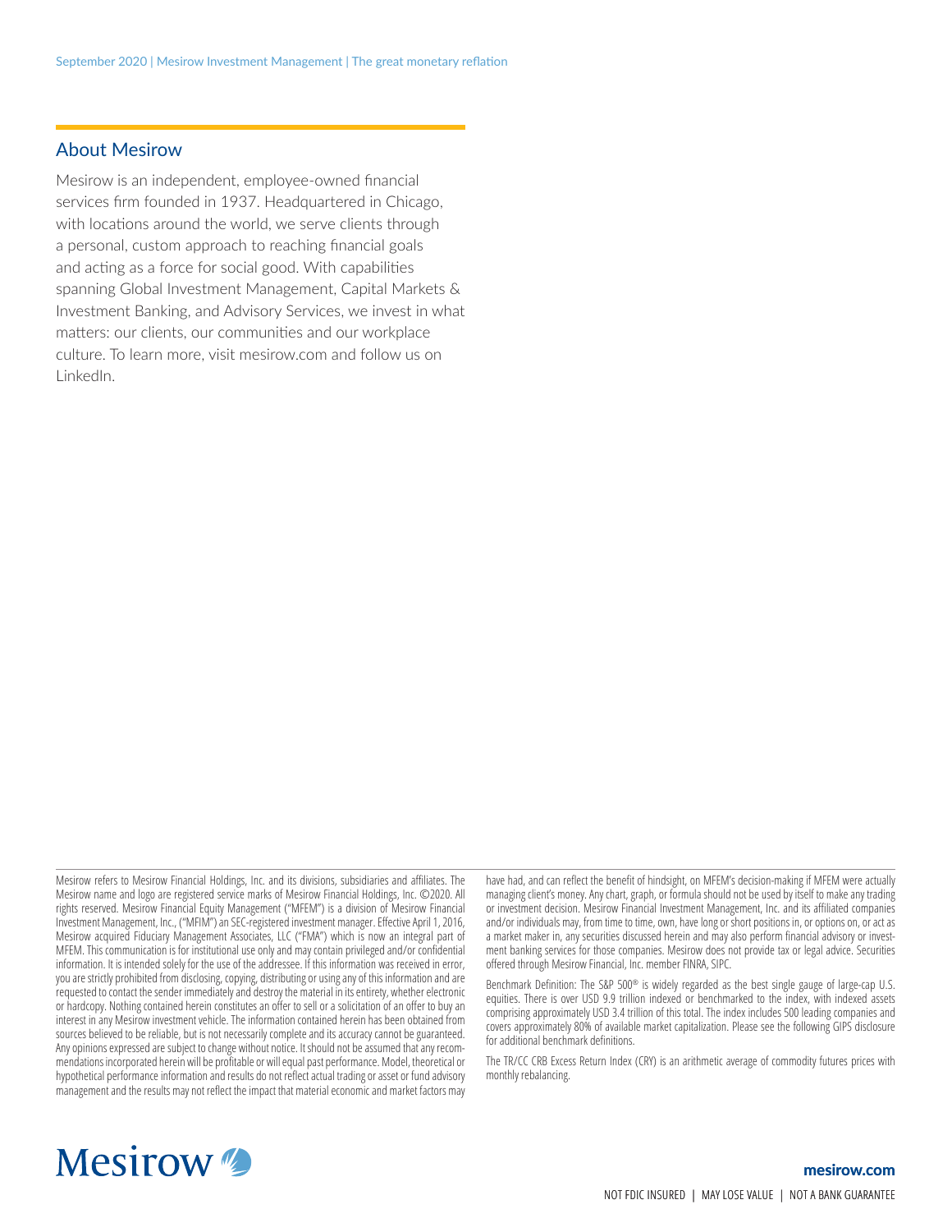## About Mesirow

Mesirow is an independent, employee-owned financial services firm founded in 1937. Headquartered in Chicago, with locations around the world, we serve clients through a personal, custom approach to reaching financial goals and acting as a force for social good. With capabilities spanning Global Investment Management, Capital Markets & Investment Banking, and Advisory Services, we invest in what matters: our clients, our communities and our workplace culture. To learn more, visit mesirow.com and follow us on LinkedIn.

Mesirow refers to Mesirow Financial Holdings, Inc. and its divisions, subsidiaries and affiliates. The Mesirow name and logo are registered service marks of Mesirow Financial Holdings, Inc. ©2020. All rights reserved. Mesirow Financial Equity Management ("MFEM") is a division of Mesirow Financial Investment Management, Inc., ("MFIM") an SEC-registered investment manager. Effective April 1, 2016, Mesirow acquired Fiduciary Management Associates, LLC ("FMA") which is now an integral part of MFEM. This communication is for institutional use only and may contain privileged and/or confidential information. It is intended solely for the use of the addressee. If this information was received in error, you are strictly prohibited from disclosing, copying, distributing or using any of this information and are requested to contact the sender immediately and destroy the material in its entirety, whether electronic or hardcopy. Nothing contained herein constitutes an offer to sell or a solicitation of an offer to buy an interest in any Mesirow investment vehicle. The information contained herein has been obtained from sources believed to be reliable, but is not necessarily complete and its accuracy cannot be guaranteed. Any opinions expressed are subject to change without notice. It should not be assumed that any recommendations incorporated herein will be profitable or will equal past performance. Model, theoretical or hypothetical performance information and results do not reflect actual trading or asset or fund advisory management and the results may not reflect the impact that material economic and market factors may have had, and can reflect the benefit of hindsight, on MFEM's decision-making if MFEM were actually managing client's money. Any chart, graph, or formula should not be used by itself to make any trading or investment decision. Mesirow Financial Investment Management, Inc. and its affiliated companies and/or individuals may, from time to time, own, have long or short positions in, or options on, or act as a market maker in, any securities discussed herein and may also perform financial advisory or investment banking services for those companies. Mesirow does not provide tax or legal advice. Securities offered through Mesirow Financial, Inc. member FINRA, SIPC.

Benchmark Definition: The S&P 500® is widely regarded as the best single gauge of large-cap U.S. equities. There is over USD 9.9 trillion indexed or benchmarked to the index, with indexed assets comprising approximately USD 3.4 trillion of this total. The index includes 500 leading companies and covers approximately 80% of available market capitalization. Please see the following GIPS disclosure for additional benchmark definitions.

The TR/CC CRB Excess Return Index (CRY) is an arithmetic average of commodity futures prices with monthly rebalancing.

Mesirow

mesirow.com

NOT FDIC INSURED | MAY LOSE VALUE | NOT A BANK GUARANTEE